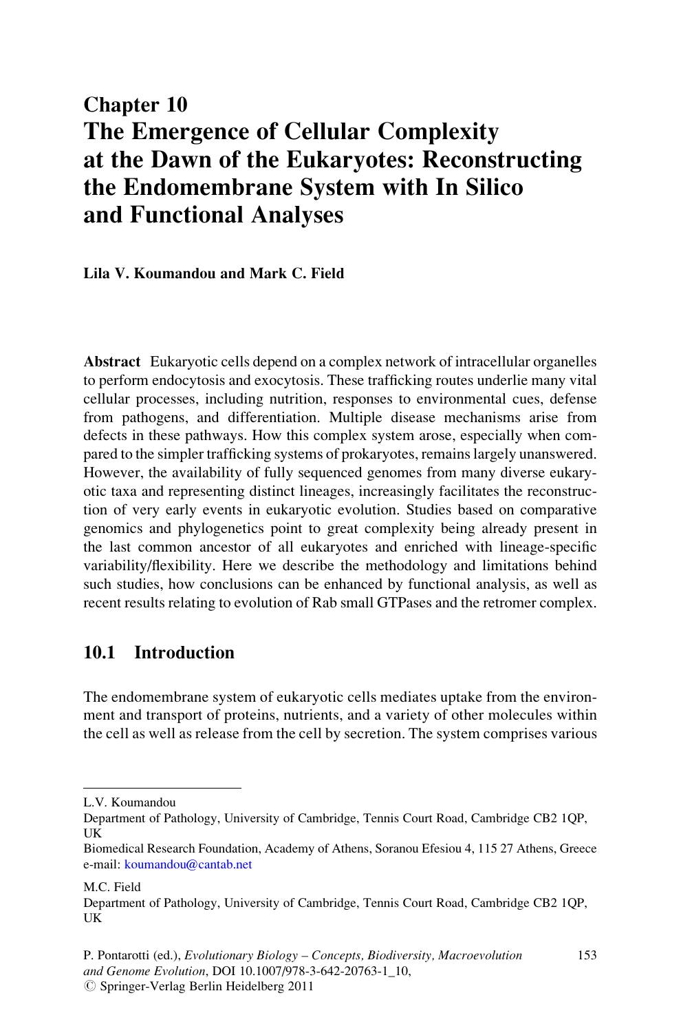# Chapter 10
# The Emergence of Cellular Complexity at the Dawn of the Eukaryotes: Reconstructing the Endomembrane System with In Silico and Functional Analyses

**Lila V. Koumandou and Mark C. Field**

**Abstract** Eukaryotic cells depend on a complex network of intracellular organelles to perform endocytosis and exocytosis. These trafficking routes underlie many vital cellular processes, including nutrition, responses to environmental cues, defense from pathogens, and differentiation. Multiple disease mechanisms arise from defects in these pathways. How this complex system arose, especially when compared to the simpler trafficking systems of prokaryotes, remains largely unanswered. However, the availability of fully sequenced genomes from many diverse eukaryotic taxa and representing distinct lineages, increasingly facilitates the reconstruction of very early events in eukaryotic evolution. Studies based on comparative genomics and phylogenetics point to great complexity being already present in the last common ancestor of all eukaryotes and enriched with lineage-specific variability/flexibility. Here we describe the methodology and limitations behind such studies, how conclusions can be enhanced by functional analysis, as well as recent results relating to evolution of Rab small GTPases and the retromer complex.

## 10.1 Introduction

The endomembrane system of eukaryotic cells mediates uptake from the environment and transport of proteins, nutrients, and a variety of other molecules within the cell as well as release from the cell by secretion. The system comprises various

---

L.V. Koumandou
Department of Pathology, University of Cambridge, Tennis Court Road, Cambridge CB2 1QP, UK
Biomedical Research Foundation, Academy of Athens, Soranou Efesiou 4, 115 27 Athens, Greece
e-mail: koumandou@cantab.net

M.C. Field
Department of Pathology, University of Cambridge, Tennis Court Road, Cambridge CB2 1QP, UK

P. Pontarotti (ed.), *Evolutionary Biology – Concepts, Biodiversity, Macroevolution and Genome Evolution*, DOI 10.1007/978-3-642-20763-1_10,
© Springer-Verlag Berlin Heidelberg 2011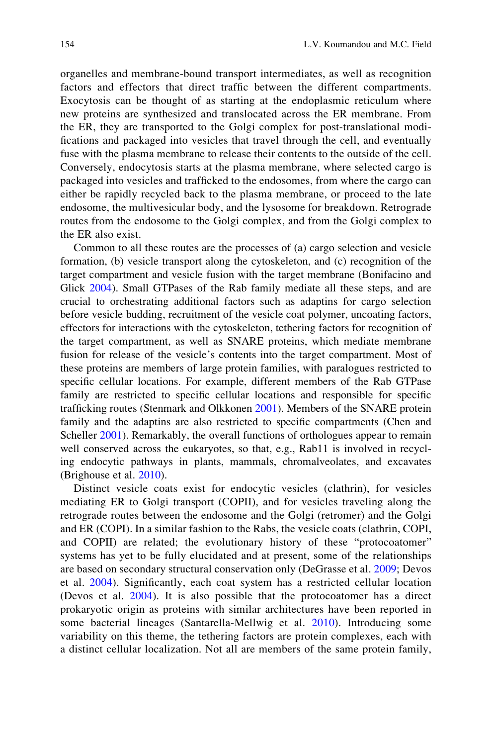organelles and membrane-bound transport intermediates, as well as recognition factors and effectors that direct traffic between the different compartments. Exocytosis can be thought of as starting at the endoplasmic reticulum where new proteins are synthesized and translocated across the ER membrane. From the ER, they are transported to the Golgi complex for post-translational modifications and packaged into vesicles that travel through the cell, and eventually fuse with the plasma membrane to release their contents to the outside of the cell. Conversely, endocytosis starts at the plasma membrane, where selected cargo is packaged into vesicles and trafficked to the endosomes, from where the cargo can either be rapidly recycled back to the plasma membrane, or proceed to the late endosome, the multivesicular body, and the lysosome for breakdown. Retrograde routes from the endosome to the Golgi complex, and from the Golgi complex to the ER also exist.

Common to all these routes are the processes of (a) cargo selection and vesicle formation, (b) vesicle transport along the cytoskeleton, and (c) recognition of the target compartment and vesicle fusion with the target membrane (Bonifacino and Glick 2004). Small GTPases of the Rab family mediate all these steps, and are crucial to orchestrating additional factors such as adaptins for cargo selection before vesicle budding, recruitment of the vesicle coat polymer, uncoating factors, effectors for interactions with the cytoskeleton, tethering factors for recognition of the target compartment, as well as SNARE proteins, which mediate membrane fusion for release of the vesicle's contents into the target compartment. Most of these proteins are members of large protein families, with paralogues restricted to specific cellular locations. For example, different members of the Rab GTPase family are restricted to specific cellular locations and responsible for specific trafficking routes (Stenmark and Olkkonen 2001). Members of the SNARE protein family and the adaptins are also restricted to specific compartments (Chen and Scheller 2001). Remarkably, the overall functions of orthologues appear to remain well conserved across the eukaryotes, so that, e.g., Rab11 is involved in recycling endocytic pathways in plants, mammals, chromalveolates, and excavates (Brighouse et al. 2010).

Distinct vesicle coats exist for endocytic vesicles (clathrin), for vesicles mediating ER to Golgi transport (COPII), and for vesicles traveling along the retrograde routes between the endosome and the Golgi (retromer) and the Golgi and ER (COPI). In a similar fashion to the Rabs, the vesicle coats (clathrin, COPI, and COPII) are related; the evolutionary history of these "protocoatomer" systems has yet to be fully elucidated and at present, some of the relationships are based on secondary structural conservation only (DeGrasse et al. 2009; Devos et al. 2004). Significantly, each coat system has a restricted cellular location (Devos et al. 2004). It is also possible that the protocoatomer has a direct prokaryotic origin as proteins with similar architectures have been reported in some bacterial lineages (Santarella-Mellwig et al. 2010). Introducing some variability on this theme, the tethering factors are protein complexes, each with a distinct cellular localization. Not all are members of the same protein family,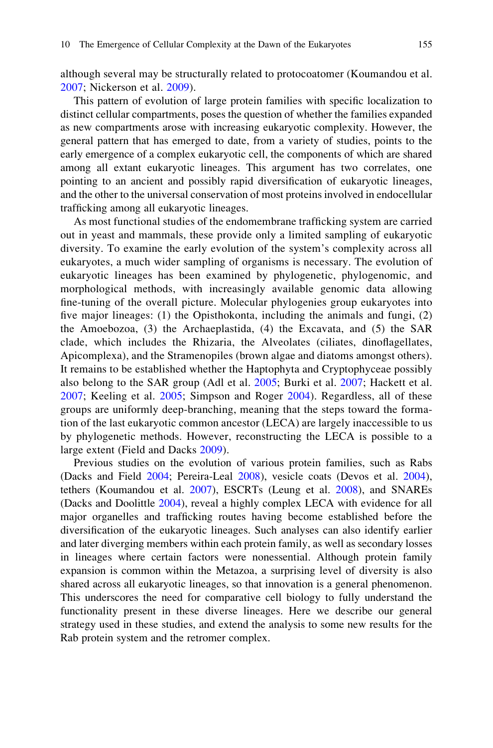although several may be structurally related to protocoatomer (Koumandou et al. 2007; Nickerson et al. 2009).

This pattern of evolution of large protein families with specific localization to distinct cellular compartments, poses the question of whether the families expanded as new compartments arose with increasing eukaryotic complexity. However, the general pattern that has emerged to date, from a variety of studies, points to the early emergence of a complex eukaryotic cell, the components of which are shared among all extant eukaryotic lineages. This argument has two correlates, one pointing to an ancient and possibly rapid diversification of eukaryotic lineages, and the other to the universal conservation of most proteins involved in endocellular trafficking among all eukaryotic lineages.

As most functional studies of the endomembrane trafficking system are carried out in yeast and mammals, these provide only a limited sampling of eukaryotic diversity. To examine the early evolution of the system's complexity across all eukaryotes, a much wider sampling of organisms is necessary. The evolution of eukaryotic lineages has been examined by phylogenetic, phylogenomic, and morphological methods, with increasingly available genomic data allowing fine-tuning of the overall picture. Molecular phylogenies group eukaryotes into five major lineages: (1) the Opisthokonta, including the animals and fungi, (2) the Amoebozoa, (3) the Archaeplastida, (4) the Excavata, and (5) the SAR clade, which includes the Rhizaria, the Alveolates (ciliates, dinoflagellates, Apicomplexa), and the Stramenopiles (brown algae and diatoms amongst others). It remains to be established whether the Haptophyta and Cryptophyceae possibly also belong to the SAR group (Adl et al. 2005; Burki et al. 2007; Hackett et al. 2007; Keeling et al. 2005; Simpson and Roger 2004). Regardless, all of these groups are uniformly deep-branching, meaning that the steps toward the formation of the last eukaryotic common ancestor (LECA) are largely inaccessible to us by phylogenetic methods. However, reconstructing the LECA is possible to a large extent (Field and Dacks 2009).

Previous studies on the evolution of various protein families, such as Rabs (Dacks and Field 2004; Pereira-Leal 2008), vesicle coats (Devos et al. 2004), tethers (Koumandou et al. 2007), ESCRTs (Leung et al. 2008), and SNAREs (Dacks and Doolittle 2004), reveal a highly complex LECA with evidence for all major organelles and trafficking routes having become established before the diversification of the eukaryotic lineages. Such analyses can also identify earlier and later diverging members within each protein family, as well as secondary losses in lineages where certain factors were nonessential. Although protein family expansion is common within the Metazoa, a surprising level of diversity is also shared across all eukaryotic lineages, so that innovation is a general phenomenon. This underscores the need for comparative cell biology to fully understand the functionality present in these diverse lineages. Here we describe our general strategy used in these studies, and extend the analysis to some new results for the Rab protein system and the retromer complex.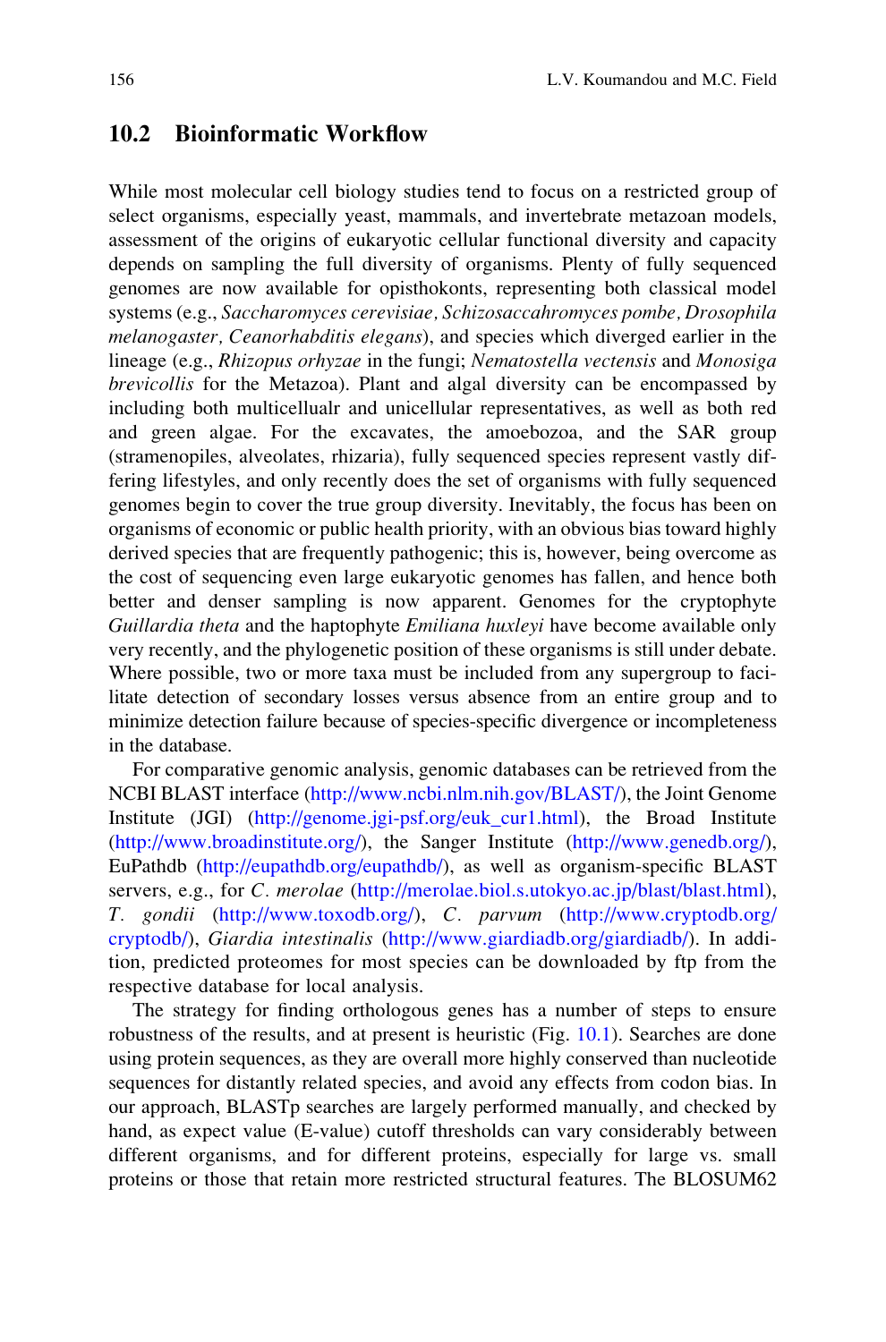## 10.2 Bioinformatic Workflow

While most molecular cell biology studies tend to focus on a restricted group of select organisms, especially yeast, mammals, and invertebrate metazoan models, assessment of the origins of eukaryotic cellular functional diversity and capacity depends on sampling the full diversity of organisms. Plenty of fully sequenced genomes are now available for opisthokonts, representing both classical model systems (e.g., *Saccharomyces cerevisiae, Schizosaccahromyces pombe, Drosophila melanogaster, Ceanorhabditis elegans*), and species which diverged earlier in the lineage (e.g., *Rhizopus orhyzae* in the fungi; *Nematostella vectensis* and *Monosiga brevicollis* for the Metazoa). Plant and algal diversity can be encompassed by including both multicellualr and unicellular representatives, as well as both red and green algae. For the excavates, the amoebozoa, and the SAR group (stramenopiles, alveolates, rhizaria), fully sequenced species represent vastly differing lifestyles, and only recently does the set of organisms with fully sequenced genomes begin to cover the true group diversity. Inevitably, the focus has been on organisms of economic or public health priority, with an obvious bias toward highly derived species that are frequently pathogenic; this is, however, being overcome as the cost of sequencing even large eukaryotic genomes has fallen, and hence both better and denser sampling is now apparent. Genomes for the cryptophyte *Guillardia theta* and the haptophyte *Emiliana huxleyi* have become available only very recently, and the phylogenetic position of these organisms is still under debate. Where possible, two or more taxa must be included from any supergroup to facilitate detection of secondary losses versus absence from an entire group and to minimize detection failure because of species-specific divergence or incompleteness in the database.

For comparative genomic analysis, genomic databases can be retrieved from the NCBI BLAST interface (http://www.ncbi.nlm.nih.gov/BLAST/), the Joint Genome Institute (JGI) (http://genome.jgi-psf.org/euk_cur1.html), the Broad Institute (http://www.broadinstitute.org/), the Sanger Institute (http://www.genedb.org/), EuPathdb (http://eupathdb.org/eupathdb/), as well as organism-specific BLAST servers, e.g., for *C. merolae* (http://merolae.biol.s.utokyo.ac.jp/blast/blast.html), *T. gondii* (http://www.toxodb.org/), *C. parvum* (http://www.cryptodb.org/cryptodb/), *Giardia intestinalis* (http://www.giardiadb.org/giardiadb/). In addition, predicted proteomes for most species can be downloaded by ftp from the respective database for local analysis.

The strategy for finding orthologous genes has a number of steps to ensure robustness of the results, and at present is heuristic (Fig. 10.1). Searches are done using protein sequences, as they are overall more highly conserved than nucleotide sequences for distantly related species, and avoid any effects from codon bias. In our approach, BLASTp searches are largely performed manually, and checked by hand, as expect value (E-value) cutoff thresholds can vary considerably between different organisms, and for different proteins, especially for large vs. small proteins or those that retain more restricted structural features. The BLOSUM62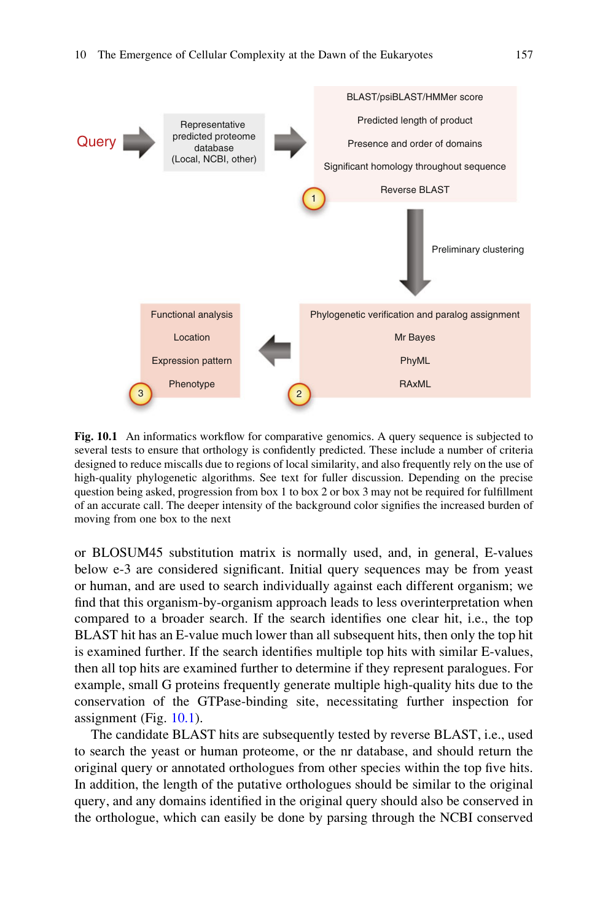Query

Representative predicted proteome database (Local, NCBI, other)

BLAST/psiBLAST/HMMer score

Predicted length of product

Presence and order of domains

Significant homology throughout sequence

Reverse BLAST

1

Preliminary clustering

Phylogenetic verification and paralog assignment

Mr Bayes

PhyML

RAxML

2

Functional analysis

Location

Expression pattern

Phenotype

3

**Fig. 10.1** An informatics workflow for comparative genomics. A query sequence is subjected to several tests to ensure that orthology is confidently predicted. These include a number of criteria designed to reduce miscalls due to regions of local similarity, and also frequently rely on the use of high-quality phylogenetic algorithms. See text for fuller discussion. Depending on the precise question being asked, progression from box 1 to box 2 or box 3 may not be required for fulfillment of an accurate call. The deeper intensity of the background color signifies the increased burden of moving from one box to the next

or BLOSUM45 substitution matrix is normally used, and, in general, E-values below e-3 are considered significant. Initial query sequences may be from yeast or human, and are used to search individually against each different organism; we find that this organism-by-organism approach leads to less overinterpretation when compared to a broader search. If the search identifies one clear hit, i.e., the top BLAST hit has an E-value much lower than all subsequent hits, then only the top hit is examined further. If the search identifies multiple top hits with similar E-values, then all top hits are examined further to determine if they represent paralogues. For example, small G proteins frequently generate multiple high-quality hits due to the conservation of the GTPase-binding site, necessitating further inspection for assignment (Fig. 10.1).

The candidate BLAST hits are subsequently tested by reverse BLAST, i.e., used to search the yeast or human proteome, or the nr database, and should return the original query or annotated orthologues from other species within the top five hits. In addition, the length of the putative orthologues should be similar to the original query, and any domains identified in the original query should also be conserved in the orthologue, which can easily be done by parsing through the NCBI conserved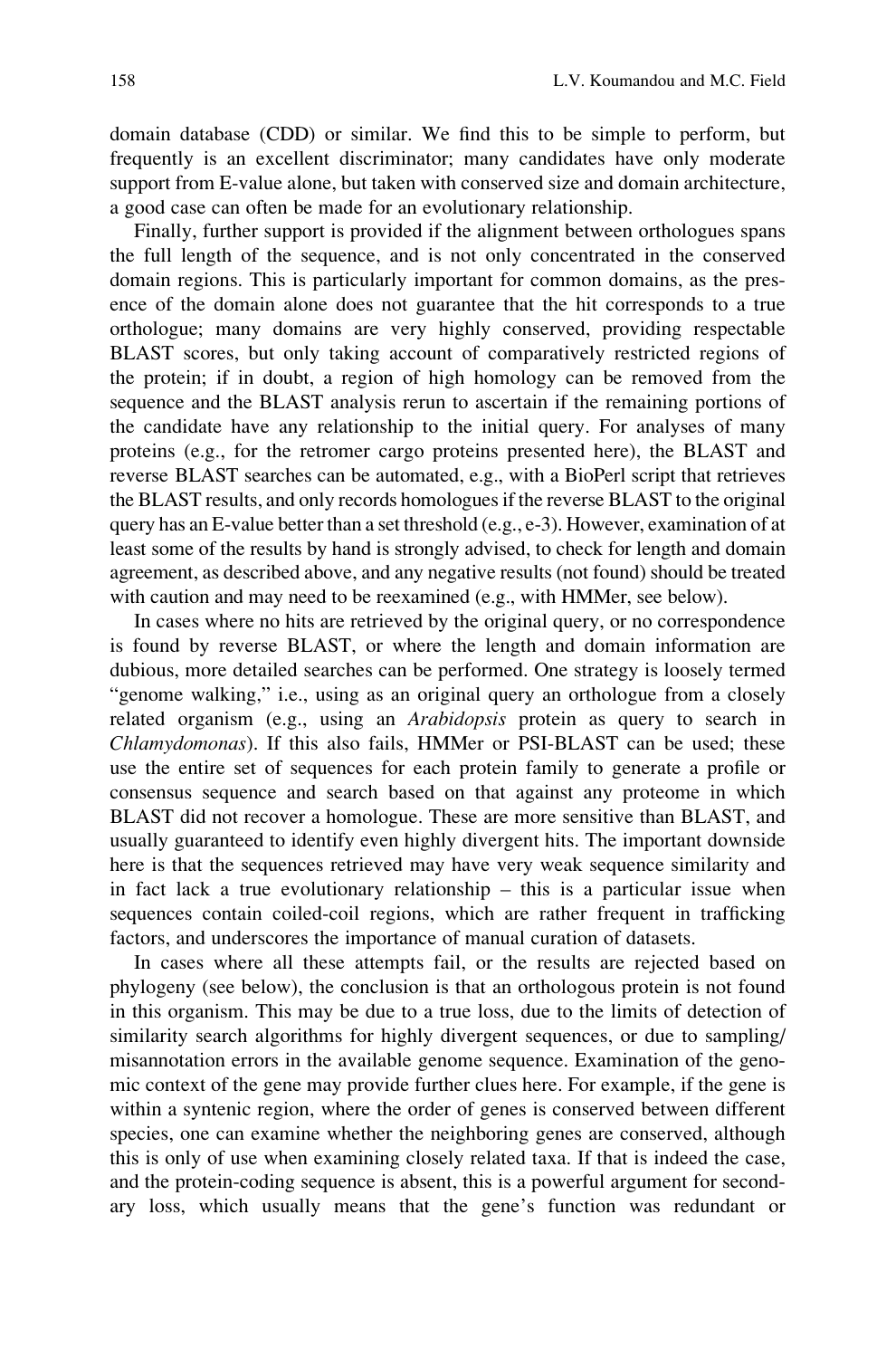domain database (CDD) or similar. We find this to be simple to perform, but frequently is an excellent discriminator; many candidates have only moderate support from E-value alone, but taken with conserved size and domain architecture, a good case can often be made for an evolutionary relationship.

Finally, further support is provided if the alignment between orthologues spans the full length of the sequence, and is not only concentrated in the conserved domain regions. This is particularly important for common domains, as the presence of the domain alone does not guarantee that the hit corresponds to a true orthologue; many domains are very highly conserved, providing respectable BLAST scores, but only taking account of comparatively restricted regions of the protein; if in doubt, a region of high homology can be removed from the sequence and the BLAST analysis rerun to ascertain if the remaining portions of the candidate have any relationship to the initial query. For analyses of many proteins (e.g., for the retromer cargo proteins presented here), the BLAST and reverse BLAST searches can be automated, e.g., with a BioPerl script that retrieves the BLAST results, and only records homologues if the reverse BLAST to the original query has an E-value better than a set threshold (e.g., e-3). However, examination of at least some of the results by hand is strongly advised, to check for length and domain agreement, as described above, and any negative results (not found) should be treated with caution and may need to be reexamined (e.g., with HMMer, see below).

In cases where no hits are retrieved by the original query, or no correspondence is found by reverse BLAST, or where the length and domain information are dubious, more detailed searches can be performed. One strategy is loosely termed "genome walking," i.e., using as an original query an orthologue from a closely related organism (e.g., using an *Arabidopsis* protein as query to search in *Chlamydomonas*). If this also fails, HMMer or PSI-BLAST can be used; these use the entire set of sequences for each protein family to generate a profile or consensus sequence and search based on that against any proteome in which BLAST did not recover a homologue. These are more sensitive than BLAST, and usually guaranteed to identify even highly divergent hits. The important downside here is that the sequences retrieved may have very weak sequence similarity and in fact lack a true evolutionary relationship – this is a particular issue when sequences contain coiled-coil regions, which are rather frequent in trafficking factors, and underscores the importance of manual curation of datasets.

In cases where all these attempts fail, or the results are rejected based on phylogeny (see below), the conclusion is that an orthologous protein is not found in this organism. This may be due to a true loss, due to the limits of detection of similarity search algorithms for highly divergent sequences, or due to sampling/misannotation errors in the available genome sequence. Examination of the genomic context of the gene may provide further clues here. For example, if the gene is within a syntenic region, where the order of genes is conserved between different species, one can examine whether the neighboring genes are conserved, although this is only of use when examining closely related taxa. If that is indeed the case, and the protein-coding sequence is absent, this is a powerful argument for secondary loss, which usually means that the gene's function was redundant or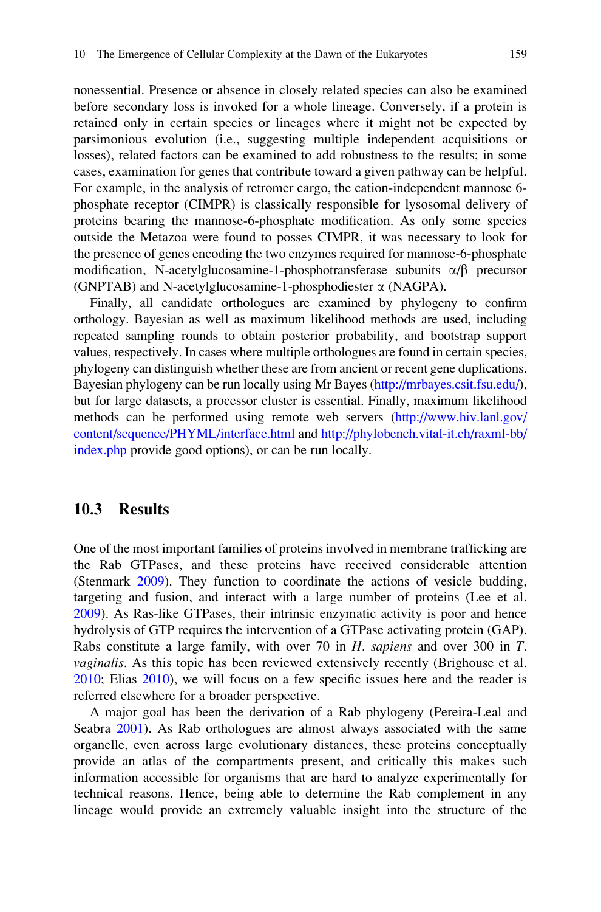nonessential. Presence or absence in closely related species can also be examined before secondary loss is invoked for a whole lineage. Conversely, if a protein is retained only in certain species or lineages where it might not be expected by parsimonious evolution (i.e., suggesting multiple independent acquisitions or losses), related factors can be examined to add robustness to the results; in some cases, examination for genes that contribute toward a given pathway can be helpful. For example, in the analysis of retromer cargo, the cation-independent mannose 6-phosphate receptor (CIMPR) is classically responsible for lysosomal delivery of proteins bearing the mannose-6-phosphate modification. As only some species outside the Metazoa were found to posses CIMPR, it was necessary to look for the presence of genes encoding the two enzymes required for mannose-6-phosphate modification, N-acetylglucosamine-1-phosphotransferase subunits $\alpha/\beta$ precursor (GNPTAB) and N-acetylglucosamine-1-phosphodiester $\alpha$ (NAGPA).

Finally, all candidate orthologues are examined by phylogeny to confirm orthology. Bayesian as well as maximum likelihood methods are used, including repeated sampling rounds to obtain posterior probability, and bootstrap support values, respectively. In cases where multiple orthologues are found in certain species, phylogeny can distinguish whether these are from ancient or recent gene duplications. Bayesian phylogeny can be run locally using Mr Bayes (http://mrbayes.csit.fsu.edu/), but for large datasets, a processor cluster is essential. Finally, maximum likelihood methods can be performed using remote web servers (http://www.hiv.lanl.gov/content/sequence/PHYML/interface.html and http://phylobench.vital-it.ch/raxml-bb/index.php provide good options), or can be run locally.

## 10.3 Results

One of the most important families of proteins involved in membrane trafficking are the Rab GTPases, and these proteins have received considerable attention (Stenmark 2009). They function to coordinate the actions of vesicle budding, targeting and fusion, and interact with a large number of proteins (Lee et al. 2009). As Ras-like GTPases, their intrinsic enzymatic activity is poor and hence hydrolysis of GTP requires the intervention of a GTPase activating protein (GAP). Rabs constitute a large family, with over 70 in *H. sapiens* and over 300 in *T. vaginalis*. As this topic has been reviewed extensively recently (Brighouse et al. 2010; Elias 2010), we will focus on a few specific issues here and the reader is referred elsewhere for a broader perspective.

A major goal has been the derivation of a Rab phylogeny (Pereira-Leal and Seabra 2001). As Rab orthologues are almost always associated with the same organelle, even across large evolutionary distances, these proteins conceptually provide an atlas of the compartments present, and critically this makes such information accessible for organisms that are hard to analyze experimentally for technical reasons. Hence, being able to determine the Rab complement in any lineage would provide an extremely valuable insight into the structure of the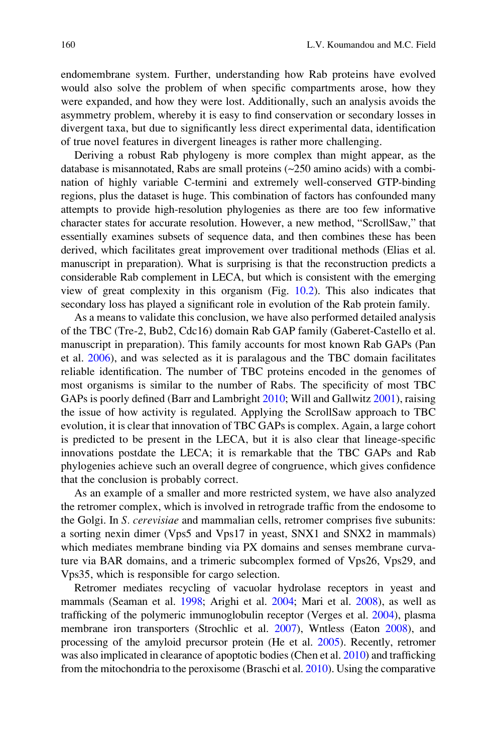endomembrane system. Further, understanding how Rab proteins have evolved would also solve the problem of when specific compartments arose, how they were expanded, and how they were lost. Additionally, such an analysis avoids the asymmetry problem, whereby it is easy to find conservation or secondary losses in divergent taxa, but due to significantly less direct experimental data, identification of true novel features in divergent lineages is rather more challenging.

Deriving a robust Rab phylogeny is more complex than might appear, as the database is misannotated, Rabs are small proteins (~250 amino acids) with a combination of highly variable C-termini and extremely well-conserved GTP-binding regions, plus the dataset is huge. This combination of factors has confounded many attempts to provide high-resolution phylogenies as there are too few informative character states for accurate resolution. However, a new method, "ScrollSaw," that essentially examines subsets of sequence data, and then combines these has been derived, which facilitates great improvement over traditional methods (Elias et al. manuscript in preparation). What is surprising is that the reconstruction predicts a considerable Rab complement in LECA, but which is consistent with the emerging view of great complexity in this organism (Fig. 10.2). This also indicates that secondary loss has played a significant role in evolution of the Rab protein family.

As a means to validate this conclusion, we have also performed detailed analysis of the TBC (Tre-2, Bub2, Cdc16) domain Rab GAP family (Gaberet-Castello et al. manuscript in preparation). This family accounts for most known Rab GAPs (Pan et al. 2006), and was selected as it is paralagous and the TBC domain facilitates reliable identification. The number of TBC proteins encoded in the genomes of most organisms is similar to the number of Rabs. The specificity of most TBC GAPs is poorly defined (Barr and Lambright 2010; Will and Gallwitz 2001), raising the issue of how activity is regulated. Applying the ScrollSaw approach to TBC evolution, it is clear that innovation of TBC GAPs is complex. Again, a large cohort is predicted to be present in the LECA, but it is also clear that lineage-specific innovations postdate the LECA; it is remarkable that the TBC GAPs and Rab phylogenies achieve such an overall degree of congruence, which gives confidence that the conclusion is probably correct.

As an example of a smaller and more restricted system, we have also analyzed the retromer complex, which is involved in retrograde traffic from the endosome to the Golgi. In *S. cerevisiae* and mammalian cells, retromer comprises five subunits: a sorting nexin dimer (Vps5 and Vps17 in yeast, SNX1 and SNX2 in mammals) which mediates membrane binding via PX domains and senses membrane curvature via BAR domains, and a trimeric subcomplex formed of Vps26, Vps29, and Vps35, which is responsible for cargo selection.

Retromer mediates recycling of vacuolar hydrolase receptors in yeast and mammals (Seaman et al. 1998; Arighi et al. 2004; Mari et al. 2008), as well as trafficking of the polymeric immunoglobulin receptor (Verges et al. 2004), plasma membrane iron transporters (Strochlic et al. 2007), Wntless (Eaton 2008), and processing of the amyloid precursor protein (He et al. 2005). Recently, retromer was also implicated in clearance of apoptotic bodies (Chen et al. 2010) and trafficking from the mitochondria to the peroxisome (Braschi et al. 2010). Using the comparative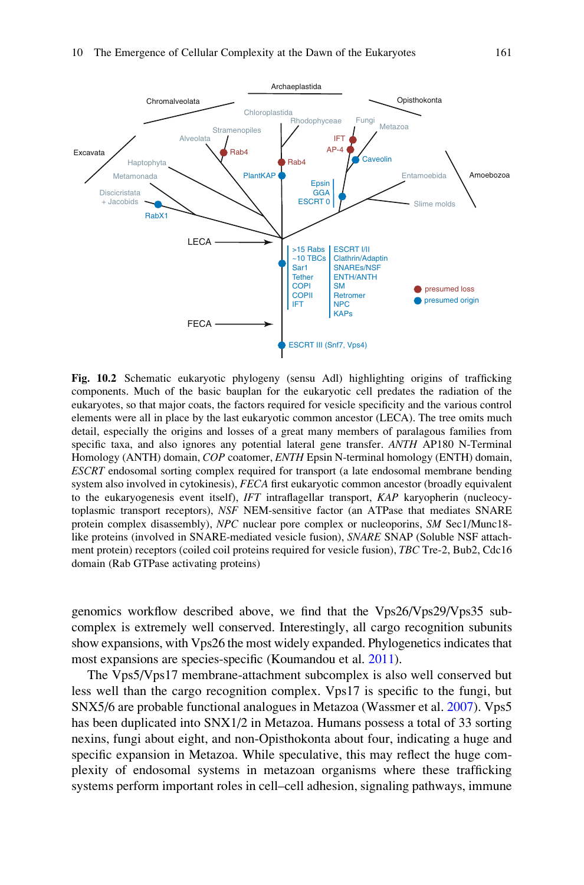Archaeplastida

Chromalveolata

Opisthokonta

Chloroplastida

Rhodophyceae

Fungi

Metazoa

Stramenopiles

Alveolata

Excavata

Haptophyta

Metamonada

Discicristata + Jacobids

RabX1

Rab4

Rab4

IFT

AP-4

Caveolin

PlantKAP

Epsin

GGA

ESCRT 0

Entamoebida

Amoebozoa

Slime molds

LECA

>15 Rabs

~10 TBCs

Sar1

Tether

COPI

COPII

IFT

ESCRT I/II

Clathrin/Adaptin

SNAREs/NSF

ENTH/ANTH

SM

Retromer

NPC

KAPs

presumed loss

presumed origin

FECA

ESCRT III (Snf7, Vps4)

**Fig. 10.2** Schematic eukaryotic phylogeny (sensu Adl) highlighting origins of trafficking components. Much of the basic bauplan for the eukaryotic cell predates the radiation of the eukaryotes, so that major coats, the factors required for vesicle specificity and the various control elements were all in place by the last eukaryotic common ancestor (LECA). The tree omits much detail, especially the origins and losses of a great many members of paralogous families from specific taxa, and also ignores any potential lateral gene transfer. *ANTH* AP180 N-Terminal Homology (ANTH) domain, *COP* coatomer, *ENTH* Epsin N-terminal homology (ENTH) domain, *ESCRT* endosomal sorting complex required for transport (a late endosomal membrane bending system also involved in cytokinesis), *FECA* first eukaryotic common ancestor (broadly equivalent to the eukaryogenesis event itself), *IFT* intraflagellar transport, *KAP* karyopherin (nucleocytoplasmic transport receptors), *NSF* NEM-sensitive factor (an ATPase that mediates SNARE protein complex disassembly), *NPC* nuclear pore complex or nucleoporins, *SM* Sec1/Munc18-like proteins (involved in SNARE-mediated vesicle fusion), *SNARE* SNAP (Soluble NSF attachment protein) receptors (coiled coil proteins required for vesicle fusion), *TBC* Tre-2, Bub2, Cdc16 domain (Rab GTPase activating proteins)

genomics workflow described above, we find that the Vps26/Vps29/Vps35 subcomplex is extremely well conserved. Interestingly, all cargo recognition subunits show expansions, with Vps26 the most widely expanded. Phylogenetics indicates that most expansions are species-specific (Koumandou et al. 2011).

The Vps5/Vps17 membrane-attachment subcomplex is also well conserved but less well than the cargo recognition complex. Vps17 is specific to the fungi, but SNX5/6 are probable functional analogues in Metazoa (Wassmer et al. 2007). Vps5 has been duplicated into SNX1/2 in Metazoa. Humans possess a total of 33 sorting nexins, fungi about eight, and non-Opisthokonta about four, indicating a huge and specific expansion in Metazoa. While speculative, this may reflect the huge complexity of endosomal systems in metazoan organisms where these trafficking systems perform important roles in cell–cell adhesion, signaling pathways, immune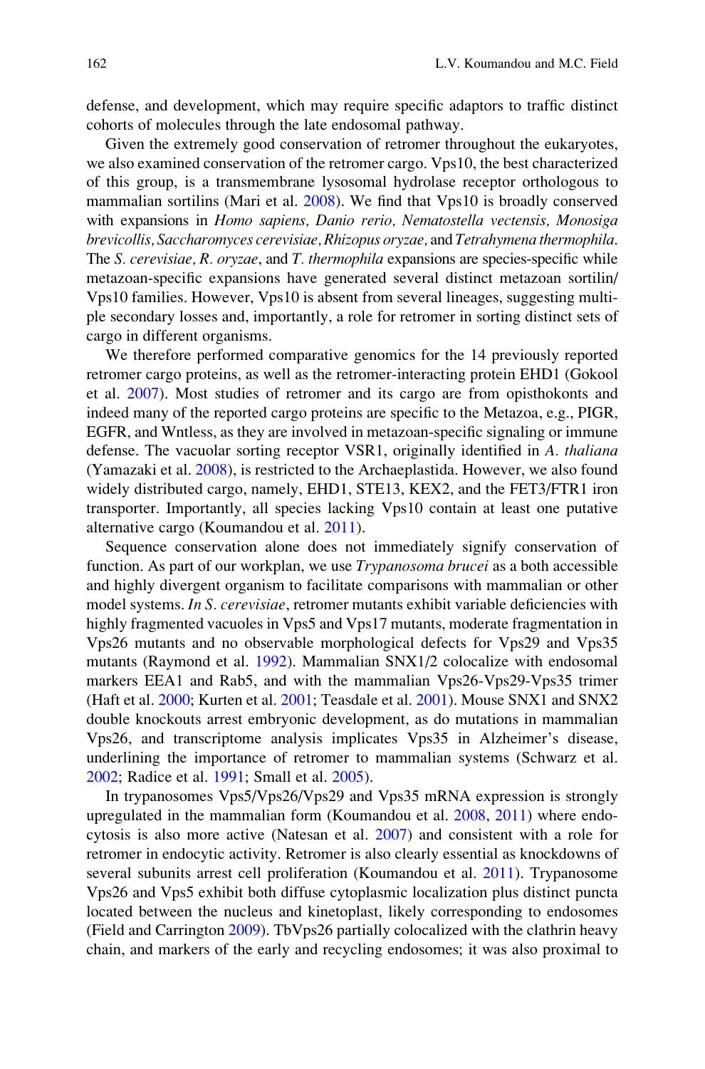defense, and development, which may require specific adaptors to traffic distinct cohorts of molecules through the late endosomal pathway.

Given the extremely good conservation of retromer throughout the eukaryotes, we also examined conservation of the retromer cargo. Vps10, the best characterized of this group, is a transmembrane lysosomal hydrolase receptor orthologous to mammalian sortilins (Mari et al. 2008). We find that Vps10 is broadly conserved with expansions in *Homo sapiens, Danio rerio, Nematostella vectensis, Monosiga brevicollis, Saccharomyces cerevisiae, Rhizopus oryzae,* and *Tetrahymena thermophila*. The *S. cerevisiae*, *R. oryzae*, and *T. thermophila* expansions are species-specific while metazoan-specific expansions have generated several distinct metazoan sortilin/Vps10 families. However, Vps10 is absent from several lineages, suggesting multiple secondary losses and, importantly, a role for retromer in sorting distinct sets of cargo in different organisms.

We therefore performed comparative genomics for the 14 previously reported retromer cargo proteins, as well as the retromer-interacting protein EHD1 (Gokool et al. 2007). Most studies of retromer and its cargo are from opisthokonts and indeed many of the reported cargo proteins are specific to the Metazoa, e.g., PIGR, EGFR, and Wntless, as they are involved in metazoan-specific signaling or immune defense. The vacuolar sorting receptor VSR1, originally identified in *A. thaliana* (Yamazaki et al. 2008), is restricted to the Archaeplastida. However, we also found widely distributed cargo, namely, EHD1, STE13, KEX2, and the FET3/FTR1 iron transporter. Importantly, all species lacking Vps10 contain at least one putative alternative cargo (Koumandou et al. 2011).

Sequence conservation alone does not immediately signify conservation of function. As part of our workplan, we use *Trypanosoma brucei* as a both accessible and highly divergent organism to facilitate comparisons with mammalian or other model systems. *In S. cerevisiae*, retromer mutants exhibit variable deficiencies with highly fragmented vacuoles in Vps5 and Vps17 mutants, moderate fragmentation in Vps26 mutants and no observable morphological defects for Vps29 and Vps35 mutants (Raymond et al. 1992). Mammalian SNX1/2 colocalize with endosomal markers EEA1 and Rab5, and with the mammalian Vps26-Vps29-Vps35 trimer (Haft et al. 2000; Kurten et al. 2001; Teasdale et al. 2001). Mouse SNX1 and SNX2 double knockouts arrest embryonic development, as do mutations in mammalian Vps26, and transcriptome analysis implicates Vps35 in Alzheimer's disease, underlining the importance of retromer to mammalian systems (Schwarz et al. 2002; Radice et al. 1991; Small et al. 2005).

In trypanosomes Vps5/Vps26/Vps29 and Vps35 mRNA expression is strongly upregulated in the mammalian form (Koumandou et al. 2008, 2011) where endocytosis is also more active (Natesan et al. 2007) and consistent with a role for retromer in endocytic activity. Retromer is also clearly essential as knockdowns of several subunits arrest cell proliferation (Koumandou et al. 2011). Trypanosome Vps26 and Vps5 exhibit both diffuse cytoplasmic localization plus distinct puncta located between the nucleus and kinetoplast, likely corresponding to endosomes (Field and Carrington 2009). TbVps26 partially colocalized with the clathrin heavy chain, and markers of the early and recycling endosomes; it was also proximal to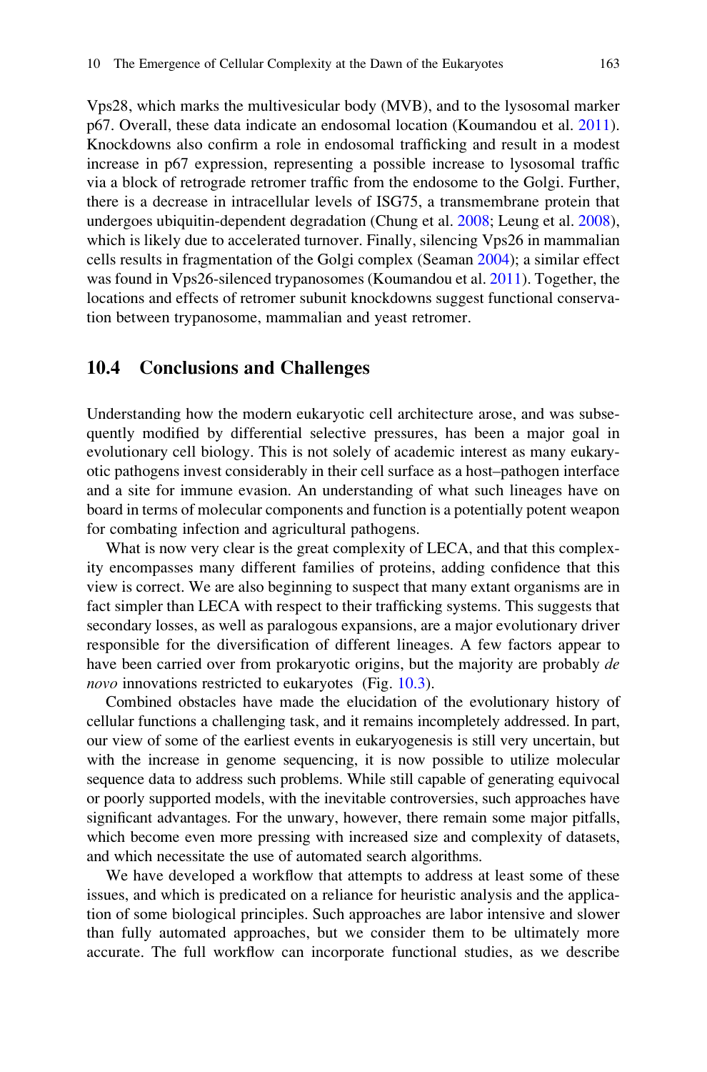Vps28, which marks the multivesicular body (MVB), and to the lysosomal marker p67. Overall, these data indicate an endosomal location (Koumandou et al. 2011). Knockdowns also confirm a role in endosomal trafficking and result in a modest increase in p67 expression, representing a possible increase to lysosomal traffic via a block of retrograde retromer traffic from the endosome to the Golgi. Further, there is a decrease in intracellular levels of ISG75, a transmembrane protein that undergoes ubiquitin-dependent degradation (Chung et al. 2008; Leung et al. 2008), which is likely due to accelerated turnover. Finally, silencing Vps26 in mammalian cells results in fragmentation of the Golgi complex (Seaman 2004); a similar effect was found in Vps26-silenced trypanosomes (Koumandou et al. 2011). Together, the locations and effects of retromer subunit knockdowns suggest functional conservation between trypanosome, mammalian and yeast retromer.

## 10.4 Conclusions and Challenges

Understanding how the modern eukaryotic cell architecture arose, and was subsequently modified by differential selective pressures, has been a major goal in evolutionary cell biology. This is not solely of academic interest as many eukaryotic pathogens invest considerably in their cell surface as a host–pathogen interface and a site for immune evasion. An understanding of what such lineages have on board in terms of molecular components and function is a potentially potent weapon for combating infection and agricultural pathogens.

What is now very clear is the great complexity of LECA, and that this complexity encompasses many different families of proteins, adding confidence that this view is correct. We are also beginning to suspect that many extant organisms are in fact simpler than LECA with respect to their trafficking systems. This suggests that secondary losses, as well as paralogous expansions, are a major evolutionary driver responsible for the diversification of different lineages. A few factors appear to have been carried over from prokaryotic origins, but the majority are probably *de novo* innovations restricted to eukaryotes (Fig. 10.3).

Combined obstacles have made the elucidation of the evolutionary history of cellular functions a challenging task, and it remains incompletely addressed. In part, our view of some of the earliest events in eukaryogenesis is still very uncertain, but with the increase in genome sequencing, it is now possible to utilize molecular sequence data to address such problems. While still capable of generating equivocal or poorly supported models, with the inevitable controversies, such approaches have significant advantages. For the unwary, however, there remain some major pitfalls, which become even more pressing with increased size and complexity of datasets, and which necessitate the use of automated search algorithms.

We have developed a workflow that attempts to address at least some of these issues, and which is predicated on a reliance for heuristic analysis and the application of some biological principles. Such approaches are labor intensive and slower than fully automated approaches, but we consider them to be ultimately more accurate. The full workflow can incorporate functional studies, as we describe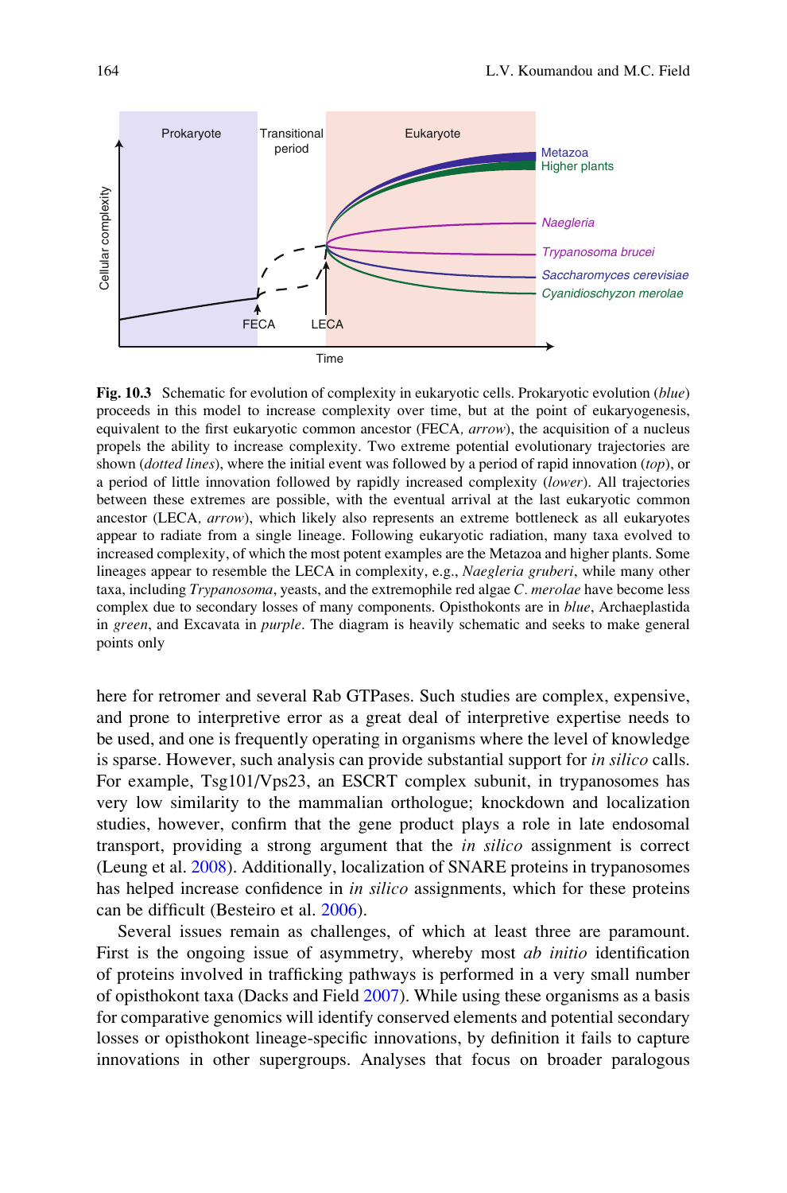Prokaryote

Transitional period

Eukaryote

Cellular complexity

Metazoa

Higher plants

*Naegleria*

*Trypanosoma brucei*

*Saccharomyces cerevisiae*

*Cyanidioschyzon merolae*

FECA

LECA

Time

**Fig. 10.3** Schematic for evolution of complexity in eukaryotic cells. Prokaryotic evolution (*blue*) proceeds in this model to increase complexity over time, but at the point of eukaryogenesis, equivalent to the first eukaryotic common ancestor (FECA, *arrow*), the acquisition of a nucleus propels the ability to increase complexity. Two extreme potential evolutionary trajectories are shown (*dotted lines*), where the initial event was followed by a period of rapid innovation (*top*), or a period of little innovation followed by rapidly increased complexity (*lower*). All trajectories between these extremes are possible, with the eventual arrival at the last eukaryotic common ancestor (LECA, *arrow*), which likely also represents an extreme bottleneck as all eukaryotes appear to radiate from a single lineage. Following eukaryotic radiation, many taxa evolved to increased complexity, of which the most potent examples are the Metazoa and higher plants. Some lineages appear to resemble the LECA in complexity, e.g., *Naegleria gruberi*, while many other taxa, including *Trypanosoma*, yeasts, and the extremophile red algae *C. merolae* have become less complex due to secondary losses of many components. Opisthokonts are in *blue*, Archaeplastida in *green*, and Excavata in *purple*. The diagram is heavily schematic and seeks to make general points only

here for retromer and several Rab GTPases. Such studies are complex, expensive, and prone to interpretive error as a great deal of interpretive expertise needs to be used, and one is frequently operating in organisms where the level of knowledge is sparse. However, such analysis can provide substantial support for *in silico* calls. For example, Tsg101/Vps23, an ESCRT complex subunit, in trypanosomes has very low similarity to the mammalian orthologue; knockdown and localization studies, however, confirm that the gene product plays a role in late endosomal transport, providing a strong argument that the *in silico* assignment is correct (Leung et al. 2008). Additionally, localization of SNARE proteins in trypanosomes has helped increase confidence in *in silico* assignments, which for these proteins can be difficult (Besteiro et al. 2006).

Several issues remain as challenges, of which at least three are paramount. First is the ongoing issue of asymmetry, whereby most *ab initio* identification of proteins involved in trafficking pathways is performed in a very small number of opisthokont taxa (Dacks and Field 2007). While using these organisms as a basis for comparative genomics will identify conserved elements and potential secondary losses or opisthokont lineage-specific innovations, by definition it fails to capture innovations in other supergroups. Analyses that focus on broader paralogous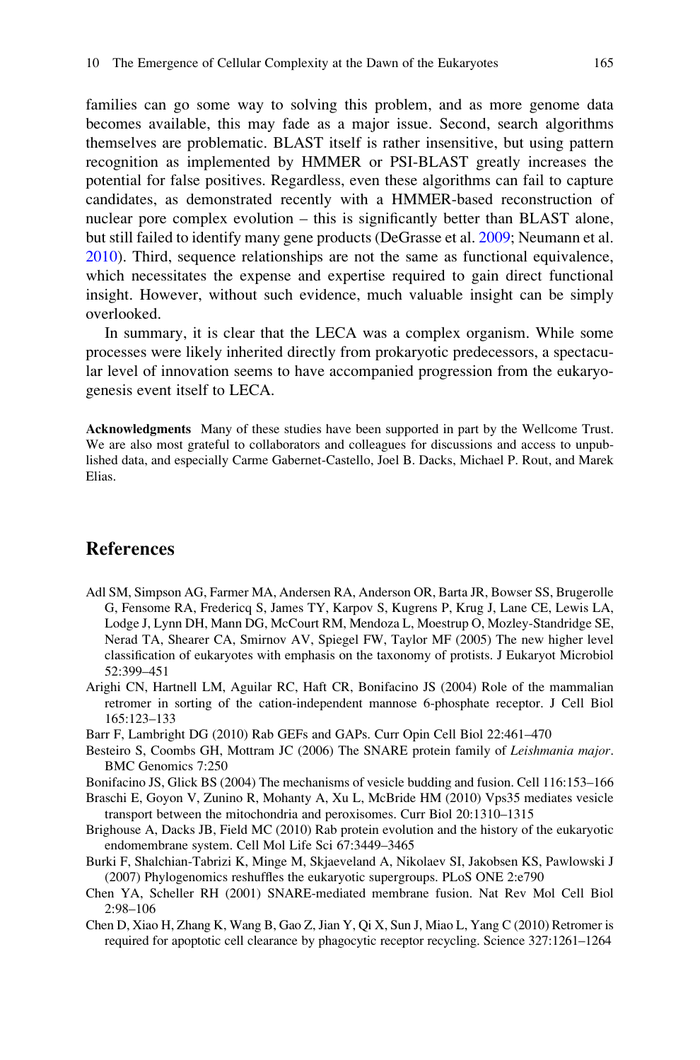families can go some way to solving this problem, and as more genome data becomes available, this may fade as a major issue. Second, search algorithms themselves are problematic. BLAST itself is rather insensitive, but using pattern recognition as implemented by HMMER or PSI-BLAST greatly increases the potential for false positives. Regardless, even these algorithms can fail to capture candidates, as demonstrated recently with a HMMER-based reconstruction of nuclear pore complex evolution – this is significantly better than BLAST alone, but still failed to identify many gene products (DeGrasse et al. 2009; Neumann et al. 2010). Third, sequence relationships are not the same as functional equivalence, which necessitates the expense and expertise required to gain direct functional insight. However, without such evidence, much valuable insight can be simply overlooked.

In summary, it is clear that the LECA was a complex organism. While some processes were likely inherited directly from prokaryotic predecessors, a spectacular level of innovation seems to have accompanied progression from the eukaryogenesis event itself to LECA.

**Acknowledgments** Many of these studies have been supported in part by the Wellcome Trust. We are also most grateful to collaborators and colleagues for discussions and access to unpublished data, and especially Carme Gabernet-Castello, Joel B. Dacks, Michael P. Rout, and Marek Elias.

## References

- Adl SM, Simpson AG, Farmer MA, Andersen RA, Anderson OR, Barta JR, Bowser SS, Brugerolle G, Fensome RA, Fredericq S, James TY, Karpov S, Kugrens P, Krug J, Lane CE, Lewis LA, Lodge J, Lynn DH, Mann DG, McCourt RM, Mendoza L, Moestrup O, Mozley-Standridge SE, Nerad TA, Shearer CA, Smirnov AV, Spiegel FW, Taylor MF (2005) The new higher level classification of eukaryotes with emphasis on the taxonomy of protists. J Eukaryot Microbiol 52:399–451
- Arighi CN, Hartnell LM, Aguilar RC, Haft CR, Bonifacino JS (2004) Role of the mammalian retromer in sorting of the cation-independent mannose 6-phosphate receptor. J Cell Biol 165:123–133
- Barr F, Lambright DG (2010) Rab GEFs and GAPs. Curr Opin Cell Biol 22:461–470
- Besteiro S, Coombs GH, Mottram JC (2006) The SNARE protein family of *Leishmania major*. BMC Genomics 7:250
- Bonifacino JS, Glick BS (2004) The mechanisms of vesicle budding and fusion. Cell 116:153–166
- Braschi E, Goyon V, Zunino R, Mohanty A, Xu L, McBride HM (2010) Vps35 mediates vesicle transport between the mitochondria and peroxisomes. Curr Biol 20:1310–1315
- Brighouse A, Dacks JB, Field MC (2010) Rab protein evolution and the history of the eukaryotic endomembrane system. Cell Mol Life Sci 67:3449–3465
- Burki F, Shalchian-Tabrizi K, Minge M, Skjaeveland A, Nikolaev SI, Jakobsen KS, Pawlowski J (2007) Phylogenomics reshuffles the eukaryotic supergroups. PLoS ONE 2:e790
- Chen YA, Scheller RH (2001) SNARE-mediated membrane fusion. Nat Rev Mol Cell Biol 2:98–106
- Chen D, Xiao H, Zhang K, Wang B, Gao Z, Jian Y, Qi X, Sun J, Miao L, Yang C (2010) Retromer is required for apoptotic cell clearance by phagocytic receptor recycling. Science 327:1261–1264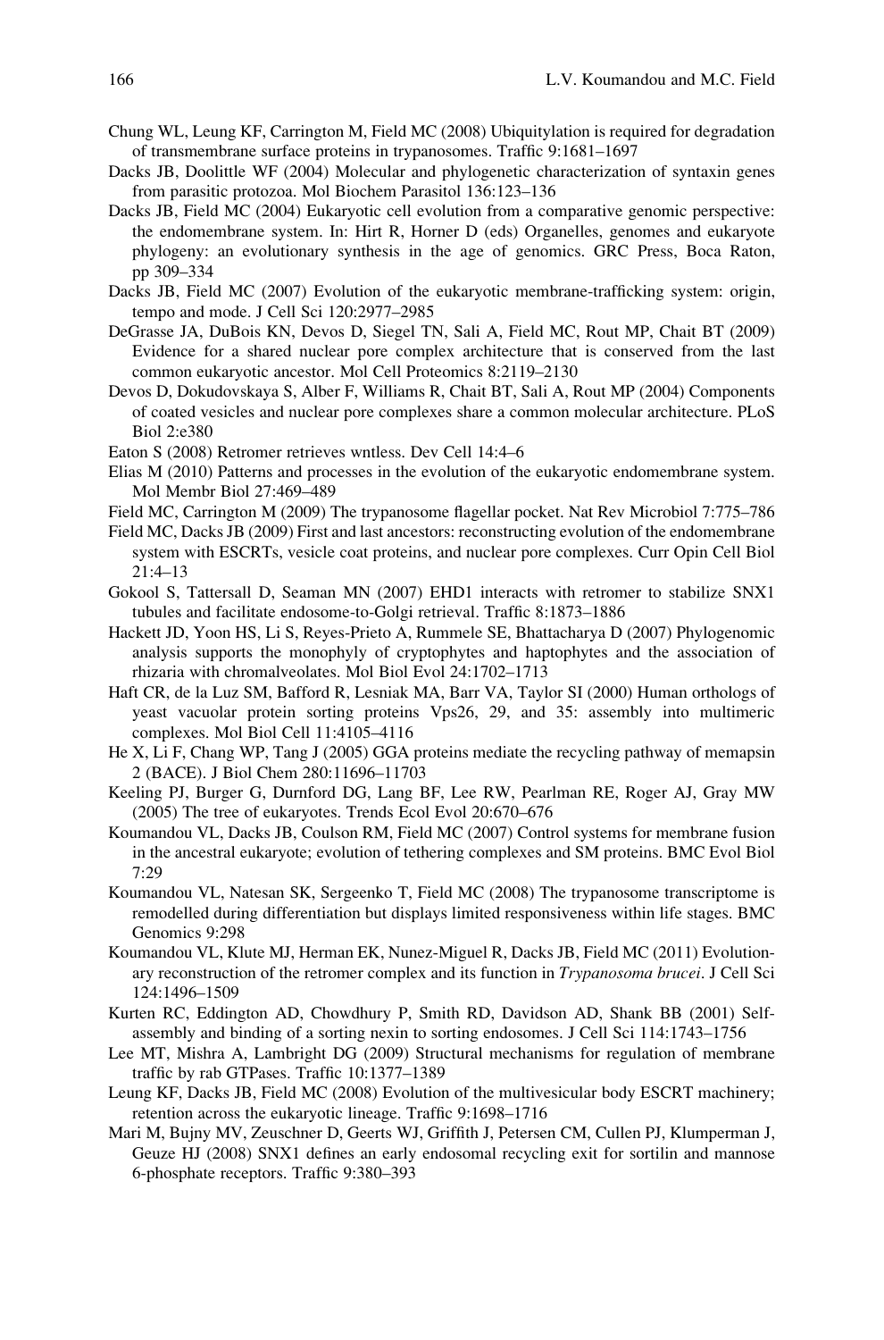Chung WL, Leung KF, Carrington M, Field MC (2008) Ubiquitylation is required for degradation of transmembrane surface proteins in trypanosomes. Traffic 9:1681–1697

Dacks JB, Doolittle WF (2004) Molecular and phylogenetic characterization of syntaxin genes from parasitic protozoa. Mol Biochem Parasitol 136:123–136

Dacks JB, Field MC (2004) Eukaryotic cell evolution from a comparative genomic perspective: the endomembrane system. In: Hirt R, Horner D (eds) Organelles, genomes and eukaryote phylogeny: an evolutionary synthesis in the age of genomics. GRC Press, Boca Raton, pp 309–334

Dacks JB, Field MC (2007) Evolution of the eukaryotic membrane-trafficking system: origin, tempo and mode. J Cell Sci 120:2977–2985

DeGrasse JA, DuBois KN, Devos D, Siegel TN, Sali A, Field MC, Rout MP, Chait BT (2009) Evidence for a shared nuclear pore complex architecture that is conserved from the last common eukaryotic ancestor. Mol Cell Proteomics 8:2119–2130

Devos D, Dokudovskaya S, Alber F, Williams R, Chait BT, Sali A, Rout MP (2004) Components of coated vesicles and nuclear pore complexes share a common molecular architecture. PLoS Biol 2:e380

Eaton S (2008) Retromer retrieves wntless. Dev Cell 14:4–6

Elias M (2010) Patterns and processes in the evolution of the eukaryotic endomembrane system. Mol Membr Biol 27:469–489

Field MC, Carrington M (2009) The trypanosome flagellar pocket. Nat Rev Microbiol 7:775–786

Field MC, Dacks JB (2009) First and last ancestors: reconstructing evolution of the endomembrane system with ESCRTs, vesicle coat proteins, and nuclear pore complexes. Curr Opin Cell Biol 21:4–13

Gokool S, Tattersall D, Seaman MN (2007) EHD1 interacts with retromer to stabilize SNX1 tubules and facilitate endosome-to-Golgi retrieval. Traffic 8:1873–1886

Hackett JD, Yoon HS, Li S, Reyes-Prieto A, Rummele SE, Bhattacharya D (2007) Phylogenomic analysis supports the monophyly of cryptophytes and haptophytes and the association of rhizaria with chromalveolates. Mol Biol Evol 24:1702–1713

Haft CR, de la Luz SM, Bafford R, Lesniak MA, Barr VA, Taylor SI (2000) Human orthologs of yeast vacuolar protein sorting proteins Vps26, 29, and 35: assembly into multimeric complexes. Mol Biol Cell 11:4105–4116

He X, Li F, Chang WP, Tang J (2005) GGA proteins mediate the recycling pathway of memapsin 2 (BACE). J Biol Chem 280:11696–11703

Keeling PJ, Burger G, Durnford DG, Lang BF, Lee RW, Pearlman RE, Roger AJ, Gray MW (2005) The tree of eukaryotes. Trends Ecol Evol 20:670–676

Koumandou VL, Dacks JB, Coulson RM, Field MC (2007) Control systems for membrane fusion in the ancestral eukaryote; evolution of tethering complexes and SM proteins. BMC Evol Biol 7:29

Koumandou VL, Natesan SK, Sergeenko T, Field MC (2008) The trypanosome transcriptome is remodelled during differentiation but displays limited responsiveness within life stages. BMC Genomics 9:298

Koumandou VL, Klute MJ, Herman EK, Nunez-Miguel R, Dacks JB, Field MC (2011) Evolutionary reconstruction of the retromer complex and its function in *Trypanosoma brucei*. J Cell Sci 124:1496–1509

Kurten RC, Eddington AD, Chowdhury P, Smith RD, Davidson AD, Shank BB (2001) Self-assembly and binding of a sorting nexin to sorting endosomes. J Cell Sci 114:1743–1756

Lee MT, Mishra A, Lambright DG (2009) Structural mechanisms for regulation of membrane traffic by rab GTPases. Traffic 10:1377–1389

Leung KF, Dacks JB, Field MC (2008) Evolution of the multivesicular body ESCRT machinery; retention across the eukaryotic lineage. Traffic 9:1698–1716

Mari M, Bujny MV, Zeuschner D, Geerts WJ, Griffith J, Petersen CM, Cullen PJ, Klumperman J, Geuze HJ (2008) SNX1 defines an early endosomal recycling exit for sortilin and mannose 6-phosphate receptors. Traffic 9:380–393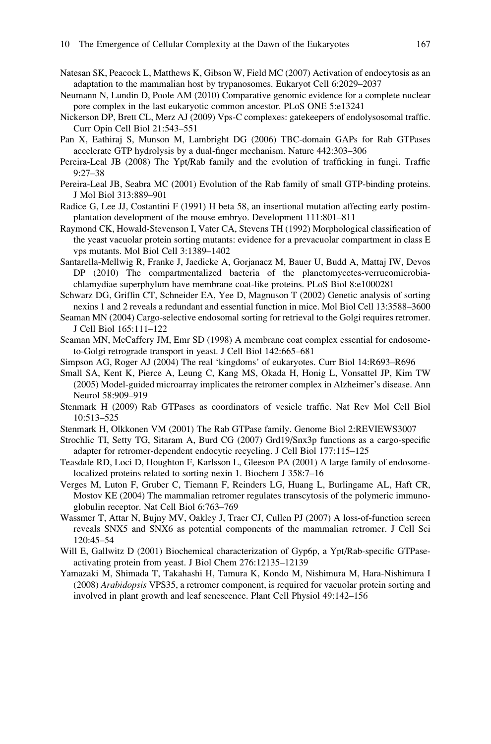Natesan SK, Peacock L, Matthews K, Gibson W, Field MC (2007) Activation of endocytosis as an adaptation to the mammalian host by trypanosomes. Eukaryot Cell 6:2029–2037

Neumann N, Lundin D, Poole AM (2010) Comparative genomic evidence for a complete nuclear pore complex in the last eukaryotic common ancestor. PLoS ONE 5:e13241

Nickerson DP, Brett CL, Merz AJ (2009) Vps-C complexes: gatekeepers of endolysosomal traffic. Curr Opin Cell Biol 21:543–551

Pan X, Eathiraj S, Munson M, Lambright DG (2006) TBC-domain GAPs for Rab GTPases accelerate GTP hydrolysis by a dual-finger mechanism. Nature 442:303–306

Pereira-Leal JB (2008) The Ypt/Rab family and the evolution of trafficking in fungi. Traffic 9:27–38

Pereira-Leal JB, Seabra MC (2001) Evolution of the Rab family of small GTP-binding proteins. J Mol Biol 313:889–901

Radice G, Lee JJ, Costantini F (1991) H beta 58, an insertional mutation affecting early postimplantation development of the mouse embryo. Development 111:801–811

Raymond CK, Howald-Stevenson I, Vater CA, Stevens TH (1992) Morphological classification of the yeast vacuolar protein sorting mutants: evidence for a prevacuolar compartment in class E vps mutants. Mol Biol Cell 3:1389–1402

Santarella-Mellwig R, Franke J, Jaedicke A, Gorjanacz M, Bauer U, Budd A, Mattaj IW, Devos DP (2010) The compartmentalized bacteria of the planctomycetes-verrucomicrobia-chlamydiae superphylum have membrane coat-like proteins. PLoS Biol 8:e1000281

Schwarz DG, Griffin CT, Schneider EA, Yee D, Magnuson T (2002) Genetic analysis of sorting nexins 1 and 2 reveals a redundant and essential function in mice. Mol Biol Cell 13:3588–3600

Seaman MN (2004) Cargo-selective endosomal sorting for retrieval to the Golgi requires retromer. J Cell Biol 165:111–122

Seaman MN, McCaffery JM, Emr SD (1998) A membrane coat complex essential for endosome-to-Golgi retrograde transport in yeast. J Cell Biol 142:665–681

Simpson AG, Roger AJ (2004) The real 'kingdoms' of eukaryotes. Curr Biol 14:R693–R696

Small SA, Kent K, Pierce A, Leung C, Kang MS, Okada H, Honig L, Vonsattel JP, Kim TW (2005) Model-guided microarray implicates the retromer complex in Alzheimer's disease. Ann Neurol 58:909–919

Stenmark H (2009) Rab GTPases as coordinators of vesicle traffic. Nat Rev Mol Cell Biol 10:513–525

Stenmark H, Olkkonen VM (2001) The Rab GTPase family. Genome Biol 2:REVIEWS3007

Strochlic TI, Setty TG, Sitaram A, Burd CG (2007) Grd19/Snx3p functions as a cargo-specific adapter for retromer-dependent endocytic recycling. J Cell Biol 177:115–125

Teasdale RD, Loci D, Houghton F, Karlsson L, Gleeson PA (2001) A large family of endosome-localized proteins related to sorting nexin 1. Biochem J 358:7–16

Verges M, Luton F, Gruber C, Tiemann F, Reinders LG, Huang L, Burlingame AL, Haft CR, Mostov KE (2004) The mammalian retromer regulates transcytosis of the polymeric immunoglobulin receptor. Nat Cell Biol 6:763–769

Wassmer T, Attar N, Bujny MV, Oakley J, Traer CJ, Cullen PJ (2007) A loss-of-function screen reveals SNX5 and SNX6 as potential components of the mammalian retromer. J Cell Sci 120:45–54

Will E, Gallwitz D (2001) Biochemical characterization of Gyp6p, a Ypt/Rab-specific GTPase-activating protein from yeast. J Biol Chem 276:12135–12139

Yamazaki M, Shimada T, Takahashi H, Tamura K, Kondo M, Nishimura M, Hara-Nishimura I (2008) *Arabidopsis* VPS35, a retromer component, is required for vacuolar protein sorting and involved in plant growth and leaf senescence. Plant Cell Physiol 49:142–156